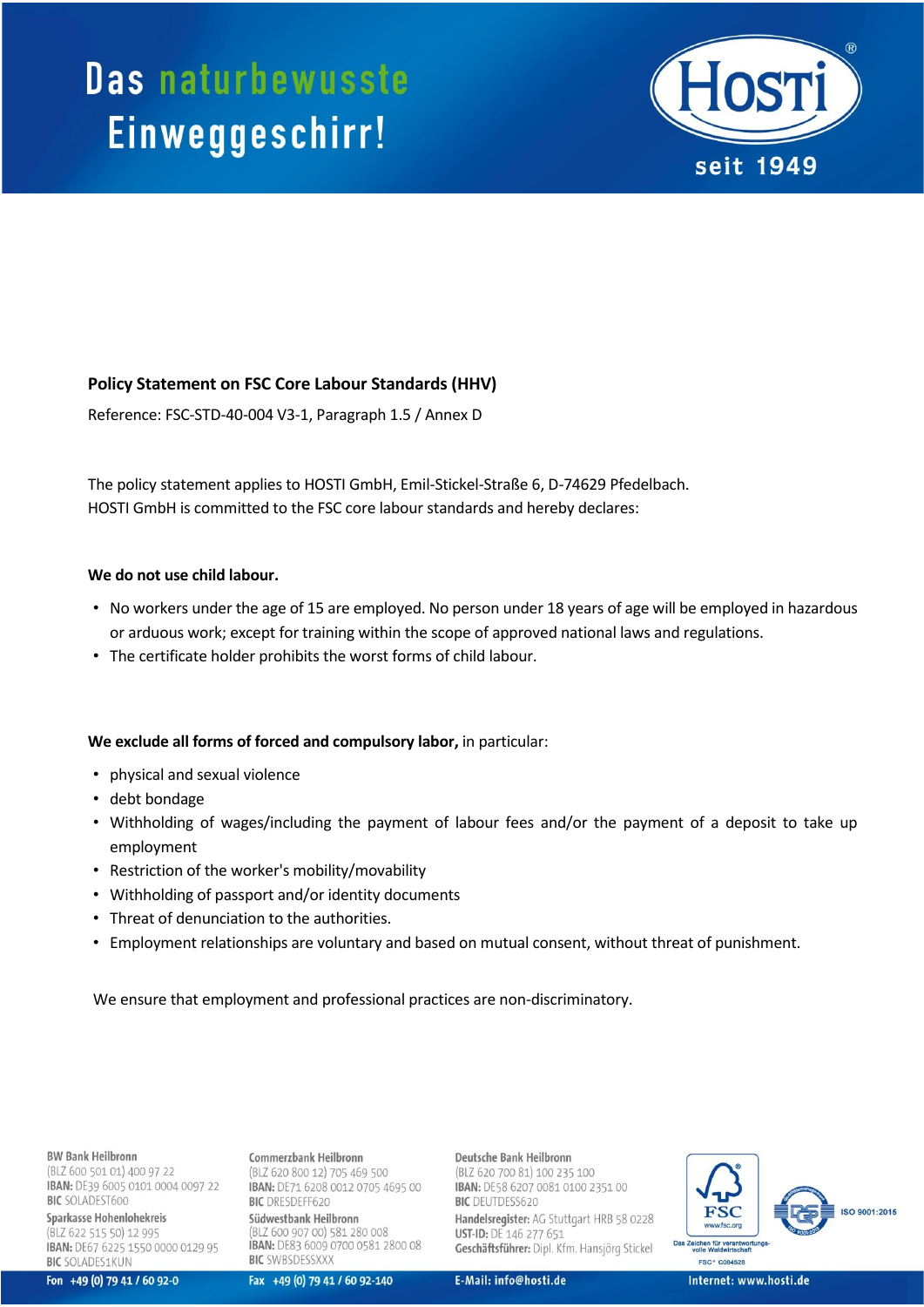**Policy Statement on FSC Core Labour Standards (HHV)**

Reference: FSC-STD-40-004 V3-1, Paragraph 1.5 / Annex D

The policy statement applies to HOSTI GmbH, Emil-Stickel-Straße 6, D-74629 Pfedelbach.
HOSTI GmbH is committed to the FSC core labour standards and hereby declares:

**We do not use child labour.**

- No workers under the age of 15 are employed. No person under 18 years of age will be employed in hazardous or arduous work; except for training within the scope of approved national laws and regulations.
- The certificate holder prohibits the worst forms of child labour.

**We exclude all forms of forced and compulsory labor,** in particular:

- physical and sexual violence
- debt bondage
- Withholding of wages/including the payment of labour fees and/or the payment of a deposit to take up employment
- Restriction of the worker's mobility/movability
- Withholding of passport and/or identity documents
- Threat of denunciation to the authorities.
- Employment relationships are voluntary and based on mutual consent, without threat of punishment.

We ensure that employment and professional practices are non-discriminatory.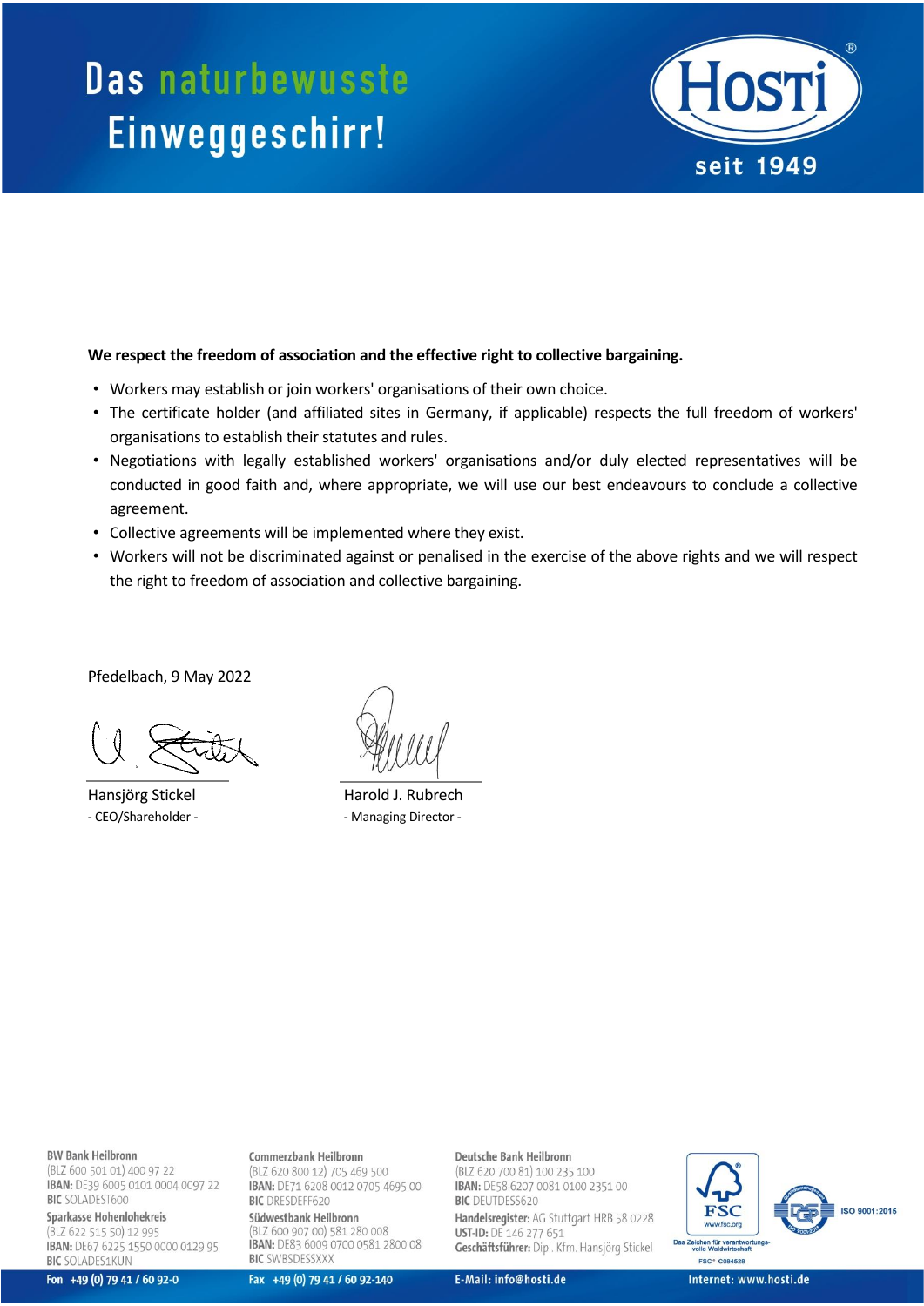**We respect the freedom of association and the effective right to collective bargaining.**

- Workers may establish or join workers' organisations of their own choice.
- The certificate holder (and affiliated sites in Germany, if applicable) respects the full freedom of workers' organisations to establish their statutes and rules.
- Negotiations with legally established workers' organisations and/or duly elected representatives will be conducted in good faith and, where appropriate, we will use our best endeavours to conclude a collective agreement.
- Collective agreements will be implemented where they exist.
- Workers will not be discriminated against or penalised in the exercise of the above rights and we will respect the right to freedom of association and collective bargaining.

Pfedelbach, 9 May 2022

Hansjörg Stickel
- CEO/Shareholder -

Harold J. Rubrech
- Managing Director -